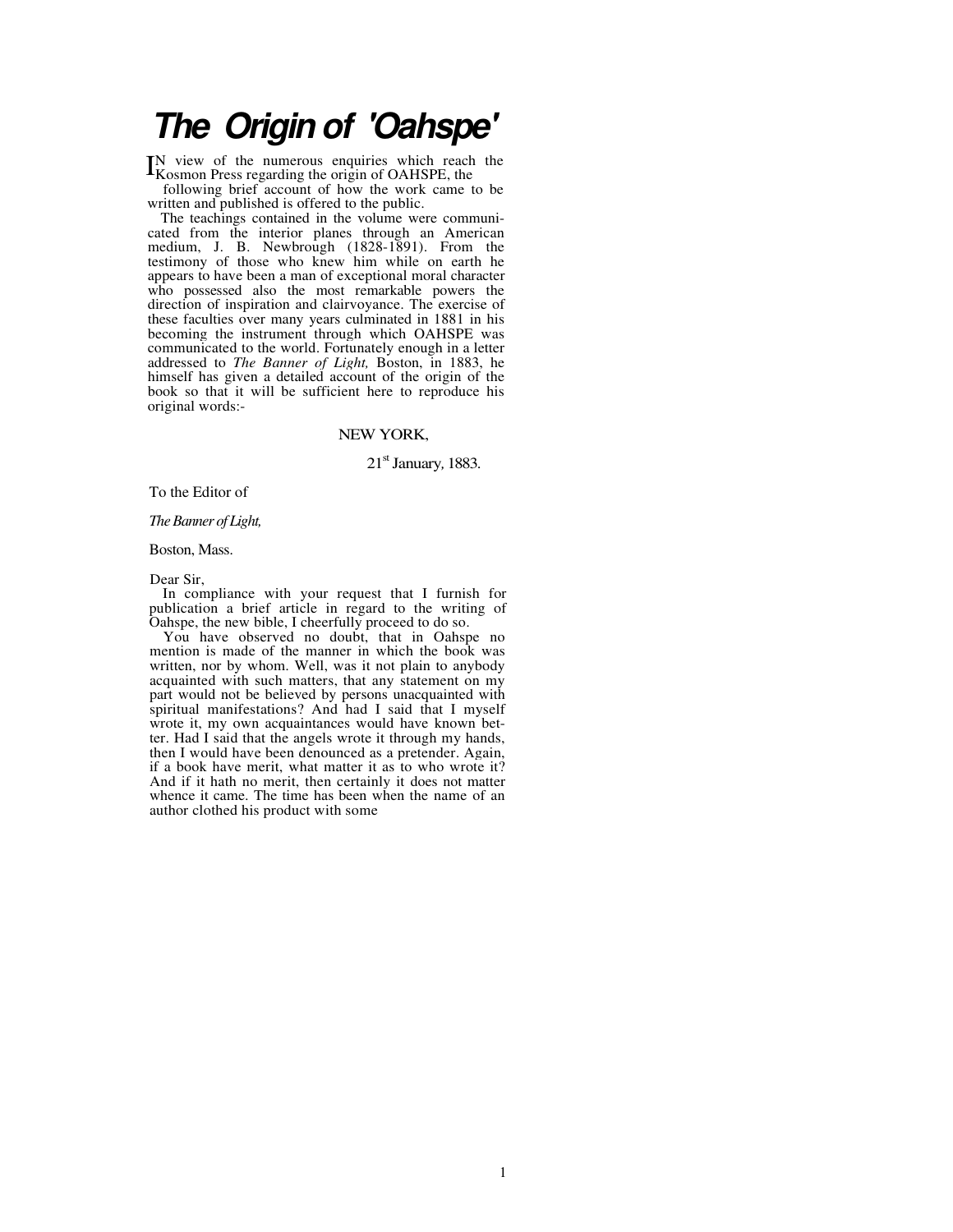# The Origin of 'Oahspe'

IN view of the numerous enquiries which reach the Kosmon Press regarding the origin of OAHSPE, the following brief account of how the work came to be written and published is offered to the public.

The teachings contained in the volume were communicated from the interior planes through an American medium, J. B. Newbrough (1828-1891). From the testimony of those who knew him while on earth he appears to have been a man of exceptional moral character who possessed also the most remarkable powers the direction of inspiration and clairvoyance. The exercise of these faculties over many years culminated in 1881 in his becoming the instrument through which OAHSPE was communicated to the world. Fortunately enough in a letter addressed to *The Banner of Light,* Boston, in 1883, he himself has given a detailed account of the origin of the book so that it will be sufficient here to reproduce his original words:-

NEW YORK,

21st January, 1883.

To the Editor of

*The Banner of Light,*

Boston, Mass.

Dear Sir,

In compliance with your request that I furnish for publication a brief article in regard to the writing of Oahspe, the new bible, I cheerfully proceed to do so.

You have observed no doubt, that in Oahspe no mention is made of the manner in which the book was written, nor by whom. Well, was it not plain to anybody acquainted with such matters, that any statement on my part would not be believed by persons unacquainted with spiritual manifestations? And had I said that I myself wrote it, my own acquaintances would have known better. Had I said that the angels wrote it through my hands, then I would have been denounced as a pretender. Again, if a book have merit, what matter it as to who wrote it? And if it hath no merit, then certainly it does not matter whence it came. The time has been when the name of an author clothed his product with some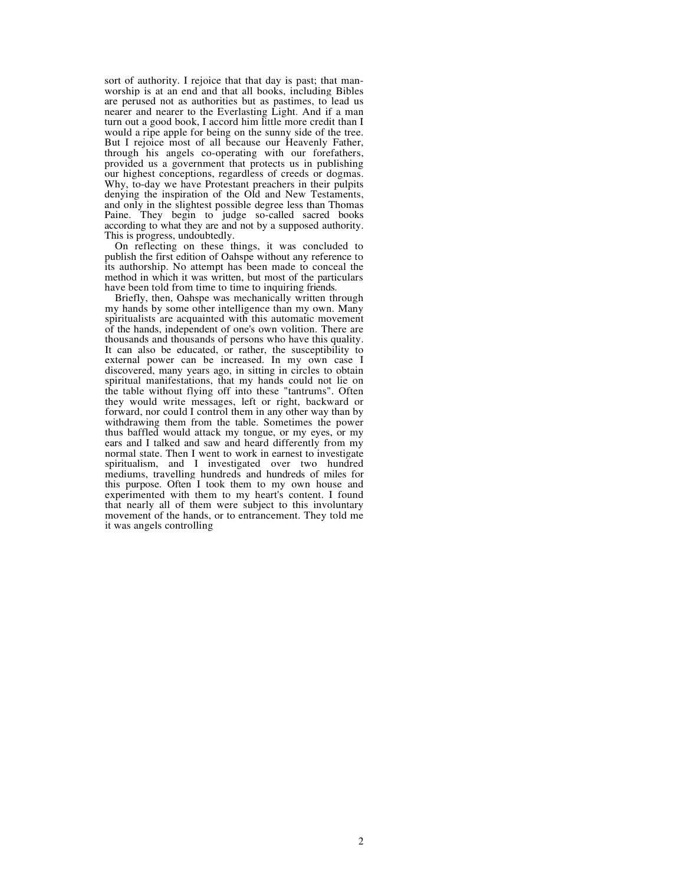sort of authority. I rejoice that that day is past; that man-worship is at an end and that all books, including Bibles are perused not as authorities but as pastimes, to lead us nearer and nearer to the Everlasting Light. And if a man turn out a good book, I accord him little more credit than I would a ripe apple for being on the sunny side of the tree. But I rejoice most of all because our Heavenly Father, through his angels co-operating with our forefathers, provided us a government that protects us in publishing our highest conceptions, regardless of creeds or dogmas. Why, to-day we have Protestant preachers in their pulpits denying the inspiration of the Old and New Testaments, and only in the slightest possible degree less than Thomas Paine. They begin to judge so-called sacred books according to what they are and not by a supposed authority. This is progress, undoubtedly.

On reflecting on these things, it was concluded to publish the first edition of Oahspe without any reference to its authorship. No attempt has been made to conceal the method in which it was written, but most of the particulars have been told from time to time to inquiring friends.

Briefly, then, Oahspe was mechanically written through my hands by some other intelligence than my own. Many spiritualists are acquainted with this automatic movement of the hands, independent of one's own volition. There are thousands and thousands of persons who have this quality. It can also be educated, or rather, the susceptibility to external power can be increased. In my own case I discovered, many years ago, in sitting in circles to obtain spiritual manifestations, that my hands could not lie on the table without flying off into these "tantrums". Often they would write messages, left or right, backward or forward, nor could I control them in any other way than by withdrawing them from the table. Sometimes the power thus baffled would attack my tongue, or my eyes, or my ears and I talked and saw and heard differently from my normal state. Then I went to work in earnest to investigate spiritualism, and I investigated over two hundred mediums, travelling hundreds and hundreds of miles for this purpose. Often I took them to my own house and experimented with them to my heart's content. I found that nearly all of them were subject to this involuntary movement of the hands, or to entrancement. They told me it was angels controlling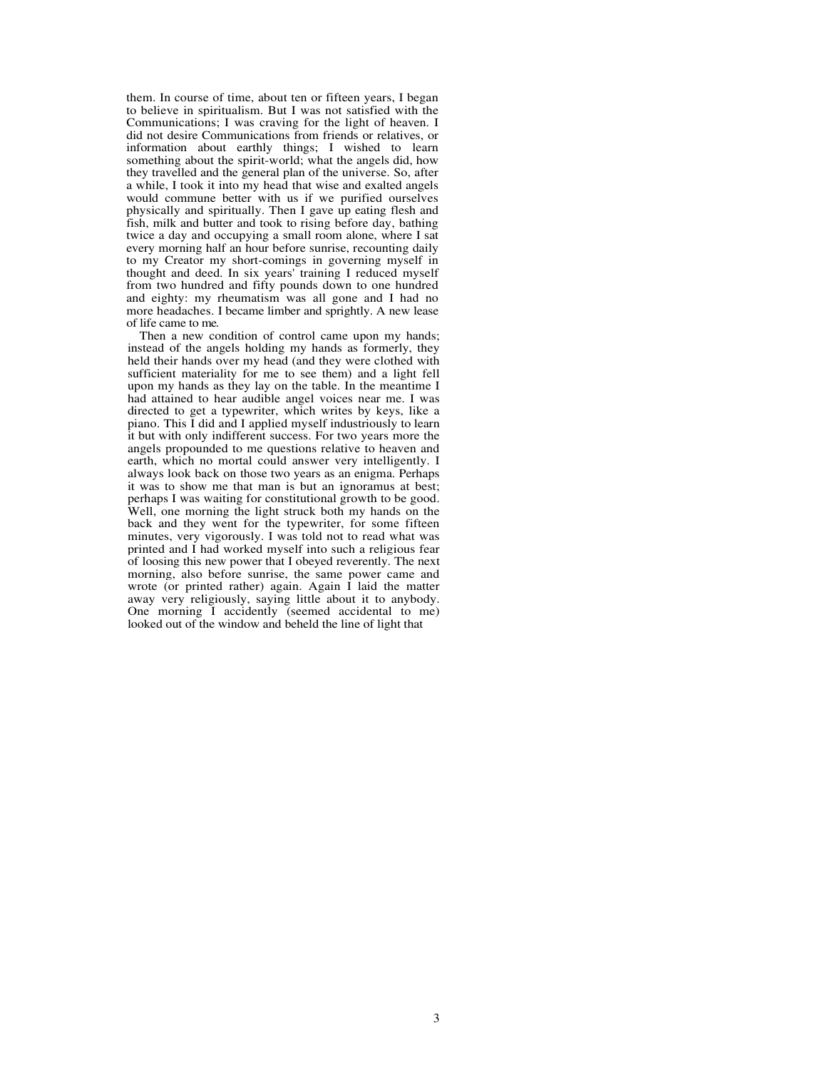them. In course of time, about ten or fifteen years, I began to believe in spiritualism. But I was not satisfied with the Communications; I was craving for the light of heaven. I did not desire Communications from friends or relatives, or information about earthly things; I wished to learn something about the spirit-world; what the angels did, how they travelled and the general plan of the universe. So, after a while, I took it into my head that wise and exalted angels would commune better with us if we purified ourselves physically and spiritually. Then I gave up eating flesh and fish, milk and butter and took to rising before day, bathing twice a day and occupying a small room alone, where I sat every morning half an hour before sunrise, recounting daily to my Creator my short-comings in governing myself in thought and deed. In six years' training I reduced myself from two hundred and fifty pounds down to one hundred and eighty: my rheumatism was all gone and I had no more headaches. I became limber and sprightly. A new lease of life came to me.

Then a new condition of control came upon my hands; instead of the angels holding my hands as formerly, they held their hands over my head (and they were clothed with sufficient materiality for me to see them) and a light fell upon my hands as they lay on the table. In the meantime I had attained to hear audible angel voices near me. I was directed to get a typewriter, which writes by keys, like a piano. This I did and I applied myself industriously to learn it but with only indifferent success. For two years more the angels propounded to me questions relative to heaven and earth, which no mortal could answer very intelligently. I always look back on those two years as an enigma. Perhaps it was to show me that man is but an ignoramus at best; perhaps I was waiting for constitutional growth to be good. Well, one morning the light struck both my hands on the back and they went for the typewriter, for some fifteen minutes, very vigorously. I was told not to read what was printed and I had worked myself into such a religious fear of loosing this new power that I obeyed reverently. The next morning, also before sunrise, the same power came and wrote (or printed rather) again. Again I laid the matter away very religiously, saying little about it to anybody. One morning I accidently (seemed accidental to me) looked out of the window and beheld the line of light that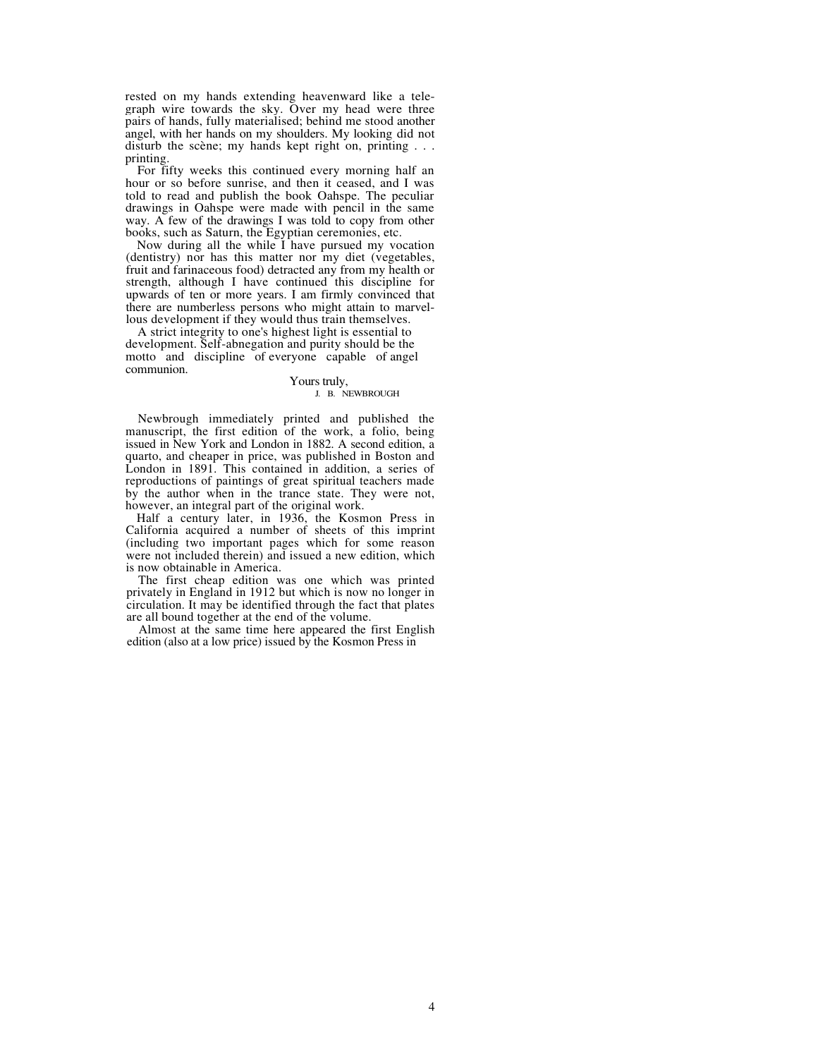rested on my hands extending heavenward like a telegraph wire towards the sky. Over my head were three pairs of hands, fully materialised; behind me stood another angel, with her hands on my shoulders. My looking did not disturb the scène; my hands kept right on, printing . . . printing.

For fifty weeks this continued every morning half an hour or so before sunrise, and then it ceased, and I was told to read and publish the book Oahspe. The peculiar drawings in Oahspe were made with pencil in the same way. A few of the drawings I was told to copy from other books, such as Saturn, the Egyptian ceremonies, etc.

Now during all the while I have pursued my vocation (dentistry) nor has this matter nor my diet (vegetables, fruit and farinaceous food) detracted any from my health or strength, although I have continued this discipline for upwards of ten or more years. I am firmly convinced that there are numberless persons who might attain to marvellous development if they would thus train themselves.

A strict integrity to one's highest light is essential to development. Self-abnegation and purity should be the motto and discipline of everyone capable of angel communion.

Yours truly,
J. B. NEWBROUGH

Newbrough immediately printed and published the manuscript, the first edition of the work, a folio, being issued in New York and London in 1882. A second edition, a quarto, and cheaper in price, was published in Boston and London in 1891. This contained in addition, a series of reproductions of paintings of great spiritual teachers made by the author when in the trance state. They were not, however, an integral part of the original work.

Half a century later, in 1936, the Kosmon Press in California acquired a number of sheets of this imprint (including two important pages which for some reason were not included therein) and issued a new edition, which is now obtainable in America.

The first cheap edition was one which was printed privately in England in 1912 but which is now no longer in circulation. It may be identified through the fact that plates are all bound together at the end of the volume.

Almost at the same time here appeared the first English edition (also at a low price) issued by the Kosmon Press in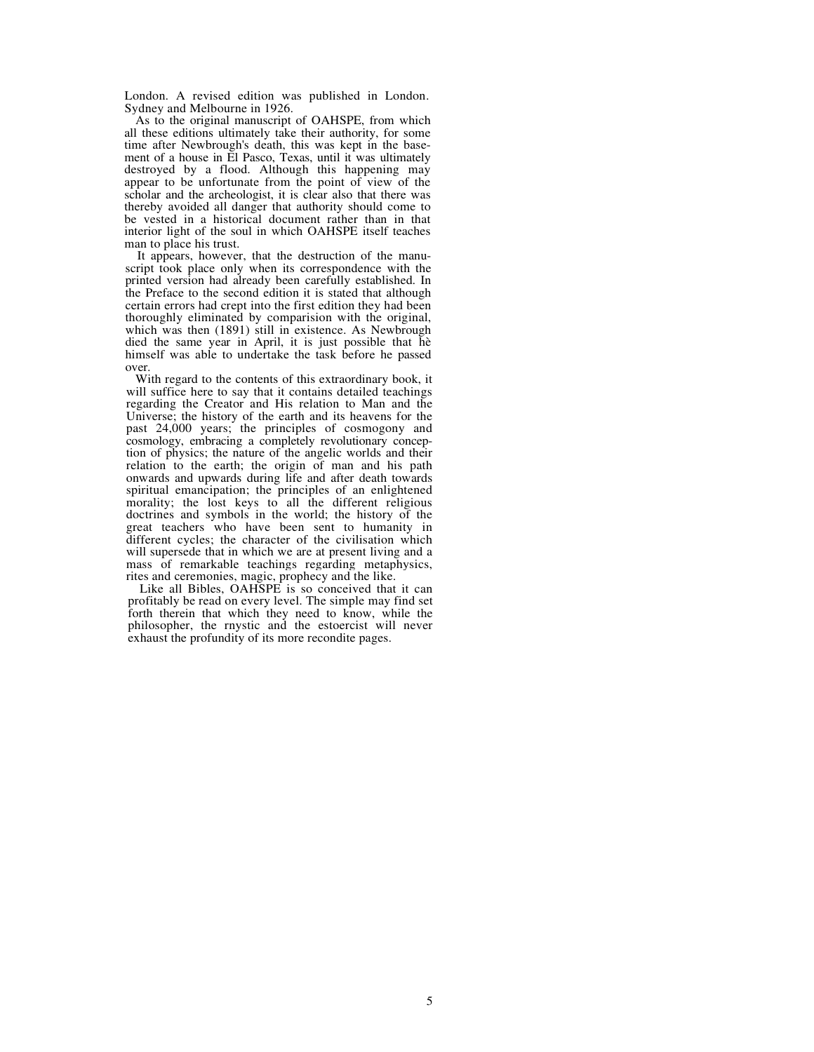London. A revised edition was published in London. Sydney and Melbourne in 1926.

As to the original manuscript of OAHSPE, from which all these editions ultimately take their authority, for some time after Newbrough's death, this was kept in the basement of a house in El Pasco, Texas, until it was ultimately destroyed by a flood. Although this happening may appear to be unfortunate from the point of view of the scholar and the archeologist, it is clear also that there was thereby avoided all danger that authority should come to be vested in a historical document rather than in that interior light of the soul in which OAHSPE itself teaches man to place his trust.

It appears, however, that the destruction of the manuscript took place only when its correspondence with the printed version had already been carefully established. In the Preface to the second edition it is stated that although certain errors had crept into the first edition they had been thoroughly eliminated by comparision with the original, which was then (1891) still in existence. As Newbrough died the same year in April, it is just possible that hè himself was able to undertake the task before he passed over.

With regard to the contents of this extraordinary book, it will suffice here to say that it contains detailed teachings regarding the Creator and His relation to Man and the Universe; the history of the earth and its heavens for the past 24,000 years; the principles of cosmogony and cosmology, embracing a completely revolutionary conception of physics; the nature of the angelic worlds and their relation to the earth; the origin of man and his path onwards and upwards during life and after death towards spiritual emancipation; the principles of an enlightened morality; the lost keys to all the different religious doctrines and symbols in the world; the history of the great teachers who have been sent to humanity in different cycles; the character of the civilisation which will supersede that in which we are at present living and a mass of remarkable teachings regarding metaphysics, rites and ceremonies, magic, prophecy and the like.

Like all Bibles, OAHSPE is so conceived that it can profitably be read on every level. The simple may find set forth therein that which they need to know, while the philosopher, the rnystic and the estoercist will never exhaust the profundity of its more recondite pages.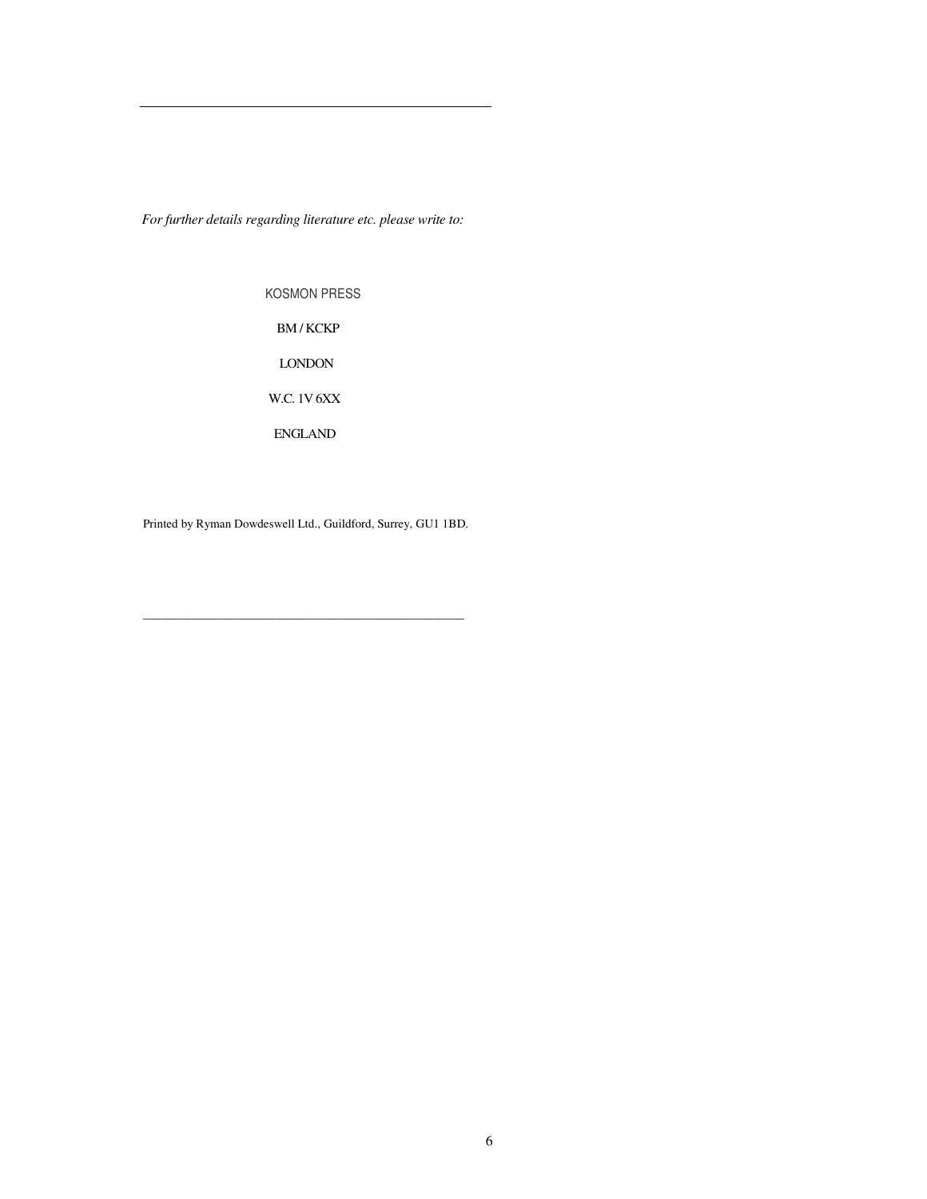---

*For further details regarding literature etc. please write to:*

KOSMON PRESS

BM / KCKP

LONDON

W.C. 1V 6XX

ENGLAND

Printed by Ryman Dowdeswell Ltd., Guildford, Surrey, GU1 1BD.

---